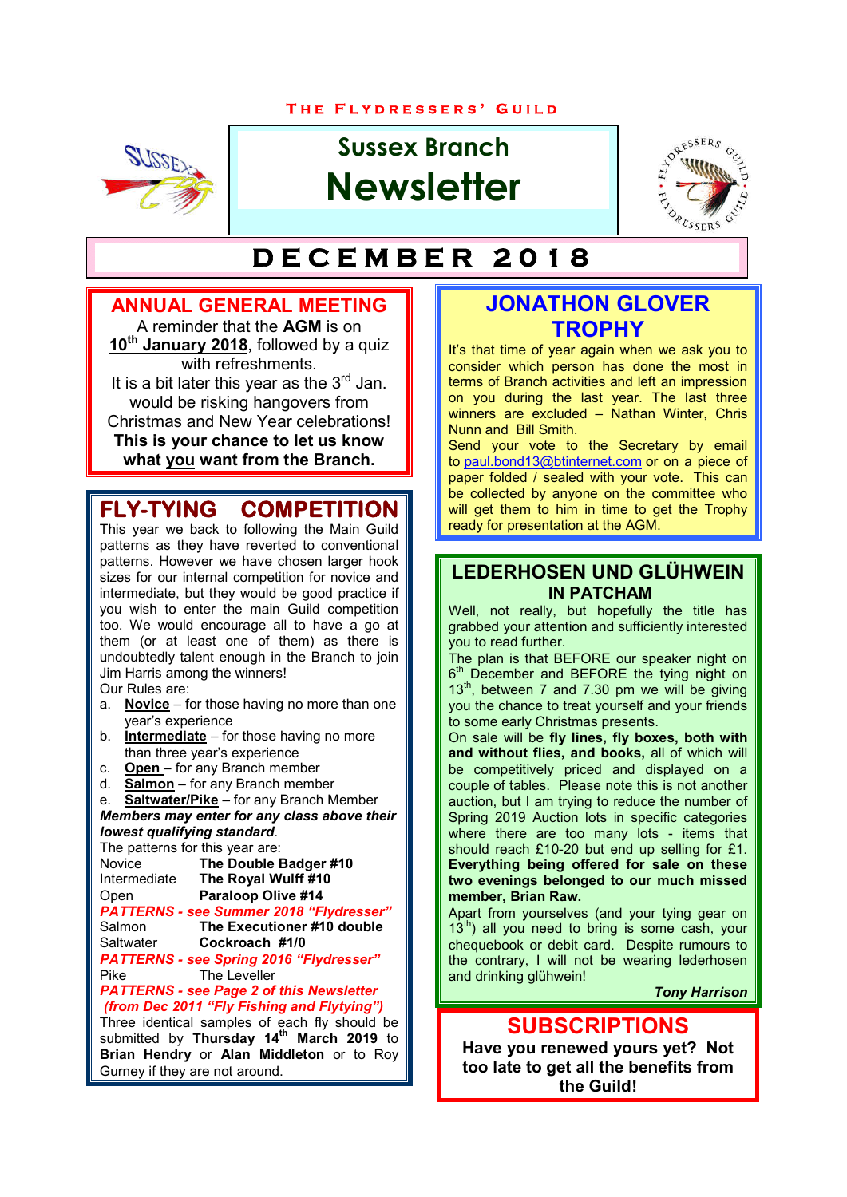THE FLYDRESSERS' GUILD

# Sussex Branch Newsletter

## DECEMBER 2018

## ANNUAL GENERAL MEETING

A reminder that the **AGM** is on **10th January 2018**, followed by a quiz with refreshments.

It is a bit later this year as the 3rd Jan. would be risking hangovers from Christmas and New Year celebrations!

**This is your chance to let us know what you want from the Branch.**

## FLY-TYING COMPETITION

This year we back to following the Main Guild patterns as they have reverted to conventional patterns. However we have chosen larger hook sizes for our internal competition for novice and intermediate, but they would be good practice if you wish to enter the main Guild competition too. We would encourage all to have a go at them (or at least one of them) as there is undoubtedly talent enough in the Branch to join Jim Harris among the winners!

Our Rules are:

a. **Novice** – for those having no more than one year's experience
b. **Intermediate** – for those having no more than three year's experience
c. **Open** – for any Branch member
d. **Salmon** – for any Branch member
e. **Saltwater/Pike** – for any Branch Member

***Members may enter for any class above their lowest qualifying standard***.

The patterns for this year are:

| | |
|---|---|
| Novice | **The Double Badger #10** |
| Intermediate | **The Royal Wulff #10** |
| Open | **Paraloop Olive #14** |

***PATTERNS - see Summer 2018 "Flydresser"***

| | |
|---|---|
| Salmon | **The Executioner #10 double** |
| Saltwater | **Cockroach #1/0** |

***PATTERNS - see Spring 2016 "Flydresser"***

| | |
|---|---|
| Pike | The Leveller |

***PATTERNS - see Page 2 of this Newsletter (from Dec 2011 "Fly Fishing and Flytying")***

Three identical samples of each fly should be submitted by **Thursday 14th March 2019** to **Brian Hendry** or **Alan Middleton** or to Roy Gurney if they are not around.

## JONATHON GLOVER TROPHY

It's that time of year again when we ask you to consider which person has done the most in terms of Branch activities and left an impression on you during the last year. The last three winners are excluded – Nathan Winter, Chris Nunn and Bill Smith.

Send your vote to the Secretary by email to paul.bond13@btinternet.com or on a piece of paper folded / sealed with your vote. This can be collected by anyone on the committee who will get them to him in time to get the Trophy ready for presentation at the AGM.

## LEDERHOSEN UND GLÜHWEIN IN PATCHAM

Well, not really, but hopefully the title has grabbed your attention and sufficiently interested you to read further.

The plan is that BEFORE our speaker night on 6th December and BEFORE the tying night on 13th, between 7 and 7.30 pm we will be giving you the chance to treat yourself and your friends to some early Christmas presents.

On sale will be **fly lines, fly boxes, both with and without flies, and books,** all of which will be competitively priced and displayed on a couple of tables. Please note this is not another auction, but I am trying to reduce the number of Spring 2019 Auction lots in specific categories where there are too many lots - items that should reach £10-20 but end up selling for £1. **Everything being offered for sale on these two evenings belonged to our much missed member, Brian Raw.**

Apart from yourselves (and your tying gear on 13th) all you need to bring is some cash, your chequebook or debit card. Despite rumours to the contrary, I will not be wearing lederhosen and drinking glühwein!

***Tony Harrison***

## SUBSCRIPTIONS

**Have you renewed yours yet? Not too late to get all the benefits from the Guild!**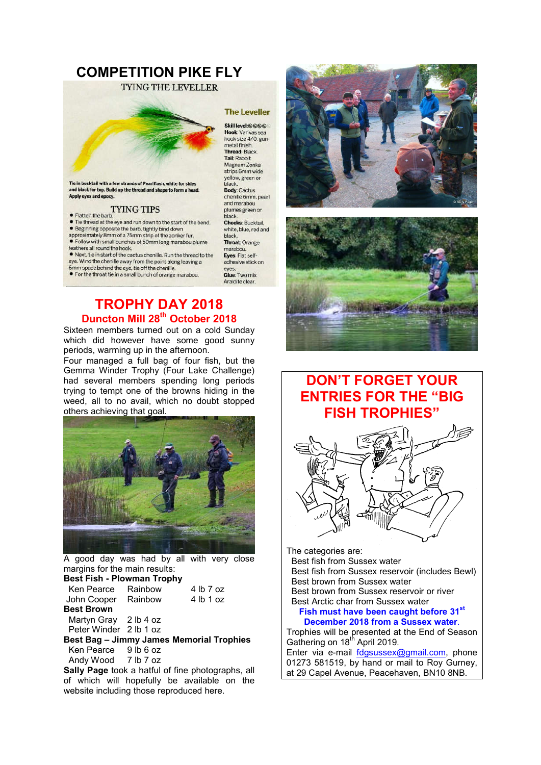# COMPETITION PIKE FLY

## TYING THE LEVELLER

Tie in bucktail with a few strands of Pearlflash, white for sides and black for top. Build up the thread and shape to form a head. Apply eyes and epoxy.

### TYING TIPS

- Flatten the barb.
- Tie thread at the eye and run down to the start of the bend.
- Beginning opposite the barb, tightly bind down approximately 8mm of a 75mm strip of the zonker fur.
- Follow with small bunches of 50mm long marabou plume feathers all round the hook.
- Next, tie in start of the cactus chenille. Run the thread to the eye. Wind the chenille away from the point along leaving a 6mm space behind the eye, tie off the chenille.
- For the throat tie in a small bunch of orange marabou.

### The Leveller

**Skill level:**
**Hook:** Varivas sea hook size 4/0, gun-metal finish.
**Thread:** Black.
**Tail:** Rabbit Magnum Zonka strips 6mm wide yellow, green or black.
**Body:** Cactus chenille 6mm, pearl and marabou plumes green or black.
**Cheeks:** Bucktail, white, blue, red and black.
**Throat:** Orange marabou.
**Eyes:** Flat self-adhesive stick on eyes.
**Glue:** Two mix Araldite clear.

# TROPHY DAY 2018

## Duncton Mill 28th October 2018

Sixteen members turned out on a cold Sunday which did however have some good sunny periods, warming up in the afternoon.

Four managed a full bag of four fish, but the Gemma Winder Trophy (Four Lake Challenge) had several members spending long periods trying to tempt one of the browns hiding in the weed, all to no avail, which no doubt stopped others achieving that goal.

A good day was had by all with very close margins for the main results:

**Best Fish - Plowman Trophy**

| | | |
|---|---|---|
| Ken Pearce | Rainbow | 4 lb 7 oz |
| John Cooper | Rainbow | 4 lb 1 oz |

**Best Brown**

| | |
|---|---|
| Martyn Gray | 2 lb 4 oz |
| Peter Winder | 2 lb 1 oz |

**Best Bag – Jimmy James Memorial Trophies**

| | |
|---|---|
| Ken Pearce | 9 lb 6 oz |
| Andy Wood | 7 lb 7 oz |

**Sally Page** took a hatful of fine photographs, all of which will hopefully be available on the website including those reproduced here.

© Sally Page

# DON'T FORGET YOUR ENTRIES FOR THE "BIG FISH TROPHIES"

The categories are:

- Best fish from Sussex water
- Best fish from Sussex reservoir (includes Bewl)
- Best brown from Sussex water
- Best brown from Sussex reservoir or river
- Best Arctic char from Sussex water

**Fish must have been caught before 31st December 2018 from a Sussex water.**

Trophies will be presented at the End of Season Gathering on 18th April 2019.

Enter via e-mail fdgsussex@gmail.com, phone 01273 581519, by hand or mail to Roy Gurney, at 29 Capel Avenue, Peacehaven, BN10 8NB.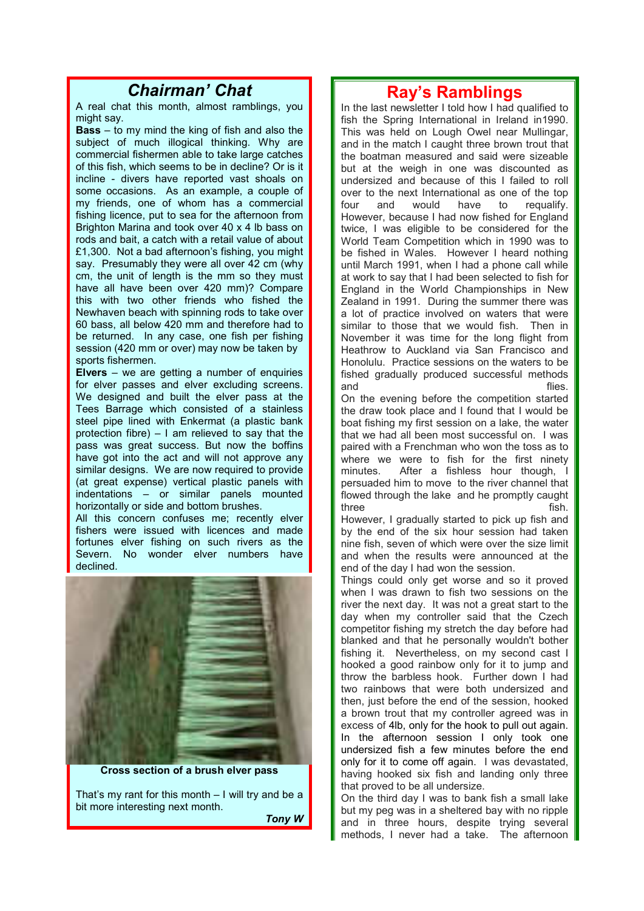## *Chairman' Chat*

A real chat this month, almost ramblings, you might say.

**Bass** – to my mind the king of fish and also the subject of much illogical thinking. Why are commercial fishermen able to take large catches of this fish, which seems to be in decline? Or is it incline - divers have reported vast shoals on some occasions. As an example, a couple of my friends, one of whom has a commercial fishing licence, put to sea for the afternoon from Brighton Marina and took over 40 x 4 lb bass on rods and bait, a catch with a retail value of about £1,300. Not a bad afternoon's fishing, you might say. Presumably they were all over 42 cm (why cm, the unit of length is the mm so they must have all have been over 420 mm)? Compare this with two other friends who fished the Newhaven beach with spinning rods to take over 60 bass, all below 420 mm and therefore had to be returned. In any case, one fish per fishing session (420 mm or over) may now be taken by sports fishermen.

**Elvers** – we are getting a number of enquiries for elver passes and elver excluding screens. We designed and built the elver pass at the Tees Barrage which consisted of a stainless steel pipe lined with Enkermat (a plastic bank protection fibre) – I am relieved to say that the pass was great success. But now the boffins have got into the act and will not approve any similar designs. We are now required to provide (at great expense) vertical plastic panels with indentations – or similar panels mounted horizontally or side and bottom brushes.

All this concern confuses me; recently elver fishers were issued with licences and made fortunes elver fishing on such rivers as the Severn. No wonder elver numbers have declined.

**Cross section of a brush elver pass**

That's my rant for this month – I will try and be a bit more interesting next month.

***Tony W***

## Ray's Ramblings

In the last newsletter I told how I had qualified to fish the Spring International in Ireland in1990. This was held on Lough Owel near Mullingar, and in the match I caught three brown trout that the boatman measured and said were sizeable but at the weigh in one was discounted as undersized and because of this I failed to roll over to the next International as one of the top four and would have to requalify. However, because I had now fished for England twice, I was eligible to be considered for the World Team Competition which in 1990 was to be fished in Wales. However I heard nothing until March 1991, when I had a phone call while at work to say that I had been selected to fish for England in the World Championships in New Zealand in 1991. During the summer there was a lot of practice involved on waters that were similar to those that we would fish. Then in November it was time for the long flight from Heathrow to Auckland via San Francisco and Honolulu. Practice sessions on the waters to be fished gradually produced successful methods and flies.

On the evening before the competition started the draw took place and I found that I would be boat fishing my first session on a lake, the water that we had all been most successful on. I was paired with a Frenchman who won the toss as to where we were to fish for the first ninety minutes. After a fishless hour though, I persuaded him to move to the river channel that flowed through the lake and he promptly caught three fish.

However, I gradually started to pick up fish and by the end of the six hour session had taken nine fish, seven of which were over the size limit and when the results were announced at the end of the day I had won the session.

Things could only get worse and so it proved when I was drawn to fish two sessions on the river the next day. It was not a great start to the day when my controller said that the Czech competitor fishing my stretch the day before had blanked and that he personally wouldn't bother fishing it. Nevertheless, on my second cast I hooked a good rainbow only for it to jump and throw the barbless hook. Further down I had two rainbows that were both undersized and then, just before the end of the session, hooked a brown trout that my controller agreed was in excess of 4lb, only for the hook to pull out again. In the afternoon session I only took one undersized fish a few minutes before the end only for it to come off again. I was devastated, having hooked six fish and landing only three that proved to be all undersize.

On the third day I was to bank fish a small lake but my peg was in a sheltered bay with no ripple and in three hours, despite trying several methods, I never had a take. The afternoon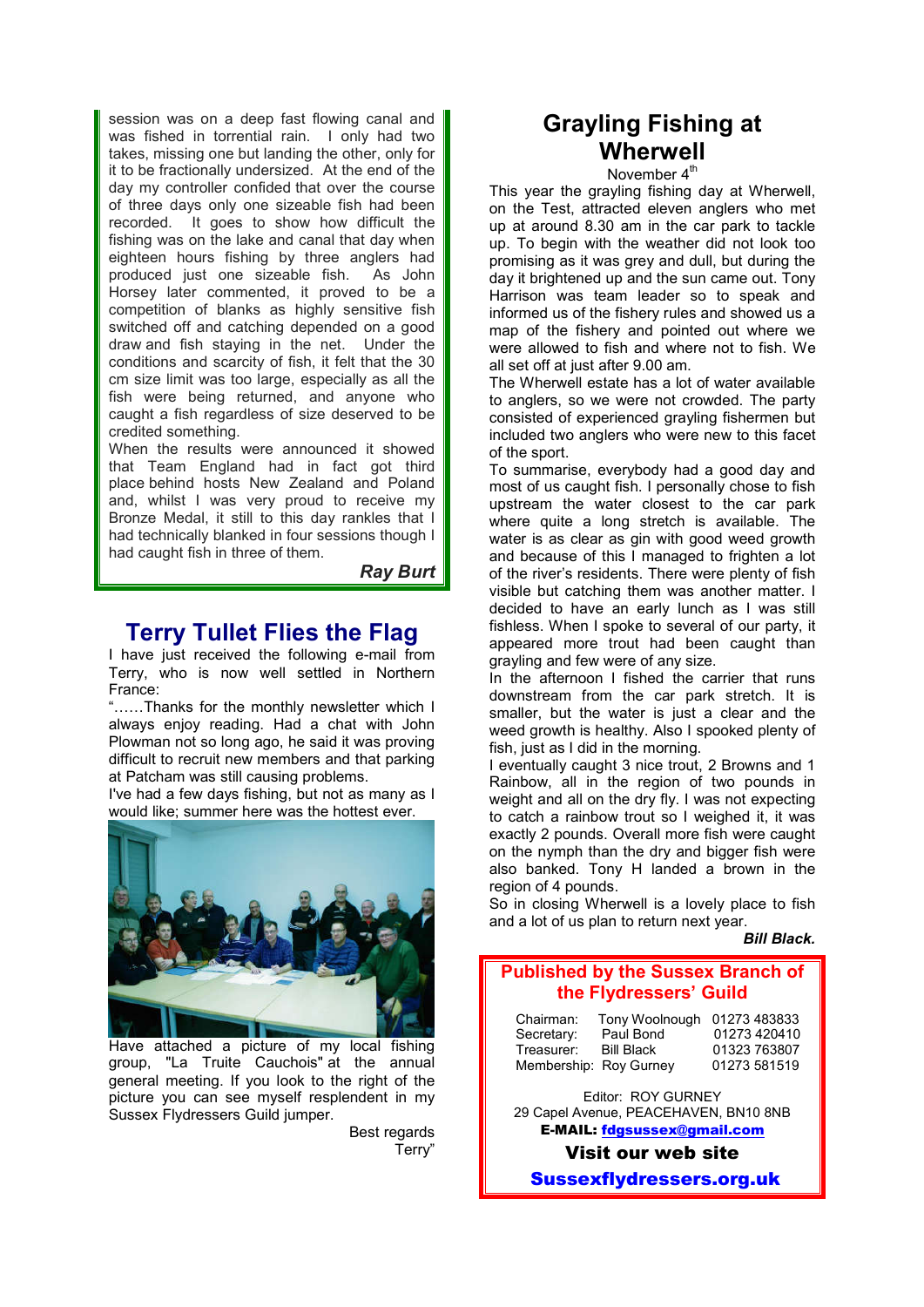session was on a deep fast flowing canal and was fished in torrential rain. I only had two takes, missing one but landing the other, only for it to be fractionally undersized. At the end of the day my controller confided that over the course of three days only one sizeable fish had been recorded. It goes to show how difficult the fishing was on the lake and canal that day when eighteen hours fishing by three anglers had produced just one sizeable fish. As John Horsey later commented, it proved to be a competition of blanks as highly sensitive fish switched off and catching depended on a good draw and fish staying in the net. Under the conditions and scarcity of fish, it felt that the 30 cm size limit was too large, especially as all the fish were being returned, and anyone who caught a fish regardless of size deserved to be credited something.

When the results were announced it showed that Team England had in fact got third place behind hosts New Zealand and Poland and, whilst I was very proud to receive my Bronze Medal, it still to this day rankles that I had technically blanked in four sessions though I had caught fish in three of them.

***Ray Burt***

## Terry Tullet Flies the Flag

I have just received the following e-mail from Terry, who is now well settled in Northern France:

"……Thanks for the monthly newsletter which I always enjoy reading. Had a chat with John Plowman not so long ago, he said it was proving difficult to recruit new members and that parking at Patcham was still causing problems.

I've had a few days fishing, but not as many as I would like; summer here was the hottest ever.

Have attached a picture of my local fishing group, "La Truite Cauchois" at the annual general meeting. If you look to the right of the picture you can see myself resplendent in my Sussex Flydressers Guild jumper.

Best regards
Terry"

## Grayling Fishing at Wherwell

November 4th

This year the grayling fishing day at Wherwell, on the Test, attracted eleven anglers who met up at around 8.30 am in the car park to tackle up. To begin with the weather did not look too promising as it was grey and dull, but during the day it brightened up and the sun came out. Tony Harrison was team leader so to speak and informed us of the fishery rules and showed us a map of the fishery and pointed out where we were allowed to fish and where not to fish. We all set off at just after 9.00 am.

The Wherwell estate has a lot of water available to anglers, so we were not crowded. The party consisted of experienced grayling fishermen but included two anglers who were new to this facet of the sport.

To summarise, everybody had a good day and most of us caught fish. I personally chose to fish upstream the water closest to the car park where quite a long stretch is available. The water is as clear as gin with good weed growth and because of this I managed to frighten a lot of the river's residents. There were plenty of fish visible but catching them was another matter. I decided to have an early lunch as I was still fishless. When I spoke to several of our party, it appeared more trout had been caught than grayling and few were of any size.

In the afternoon I fished the carrier that runs downstream from the car park stretch. It is smaller, but the water is just a clear and the weed growth is healthy. Also I spooked plenty of fish, just as I did in the morning.

I eventually caught 3 nice trout, 2 Browns and 1 Rainbow, all in the region of two pounds in weight and all on the dry fly. I was not expecting to catch a rainbow trout so I weighed it, it was exactly 2 pounds. Overall more fish were caught on the nymph than the dry and bigger fish were also banked. Tony H landed a brown in the region of 4 pounds.

So in closing Wherwell is a lovely place to fish and a lot of us plan to return next year.

***Bill Black.***

### Published by the Sussex Branch of the Flydressers' Guild

| | | |
|---|---|---|
| Chairman: | Tony Woolnough | 01273 483833 |
| Secretary: | Paul Bond | 01273 420410 |
| Treasurer: | Bill Black | 01323 763807 |
| Membership: | Roy Gurney | 01273 581519 |

Editor: ROY GURNEY
29 Capel Avenue, PEACEHAVEN, BN10 8NB
**E-MAIL: fdgsussex@gmail.com**

**Visit our web site**

**Sussexflydressers.org.uk**